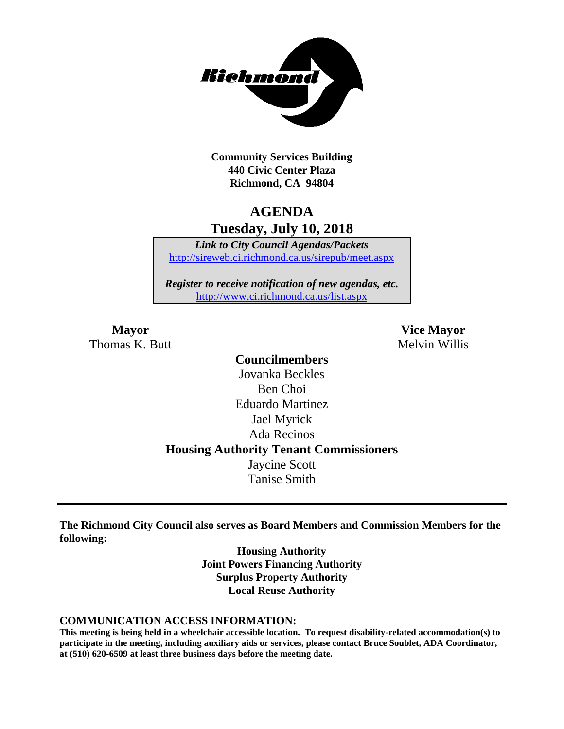**Community Services Building**
**440 Civic Center Plaza**
**Richmond, CA 94804**

# AGENDA
## Tuesday, July 10, 2018

*Link to City Council Agendas/Packets*
http://sireweb.ci.richmond.ca.us/sirepub/meet.aspx

*Register to receive notification of new agendas, etc.*
http://www.ci.richmond.ca.us/list.aspx

**Mayor**
Thomas K. Butt

**Vice Mayor**
Melvin Willis

**Councilmembers**
Jovanka Beckles
Ben Choi
Eduardo Martinez
Jael Myrick
Ada Recinos

**Housing Authority Tenant Commissioners**
Jaycine Scott
Tanise Smith

---

**The Richmond City Council also serves as Board Members and Commission Members for the following:**

**Housing Authority**
**Joint Powers Financing Authority**
**Surplus Property Authority**
**Local Reuse Authority**

**COMMUNICATION ACCESS INFORMATION:**

**This meeting is being held in a wheelchair accessible location. To request disability-related accommodation(s) to participate in the meeting, including auxiliary aids or services, please contact Bruce Soublet, ADA Coordinator, at (510) 620-6509 at least three business days before the meeting date.**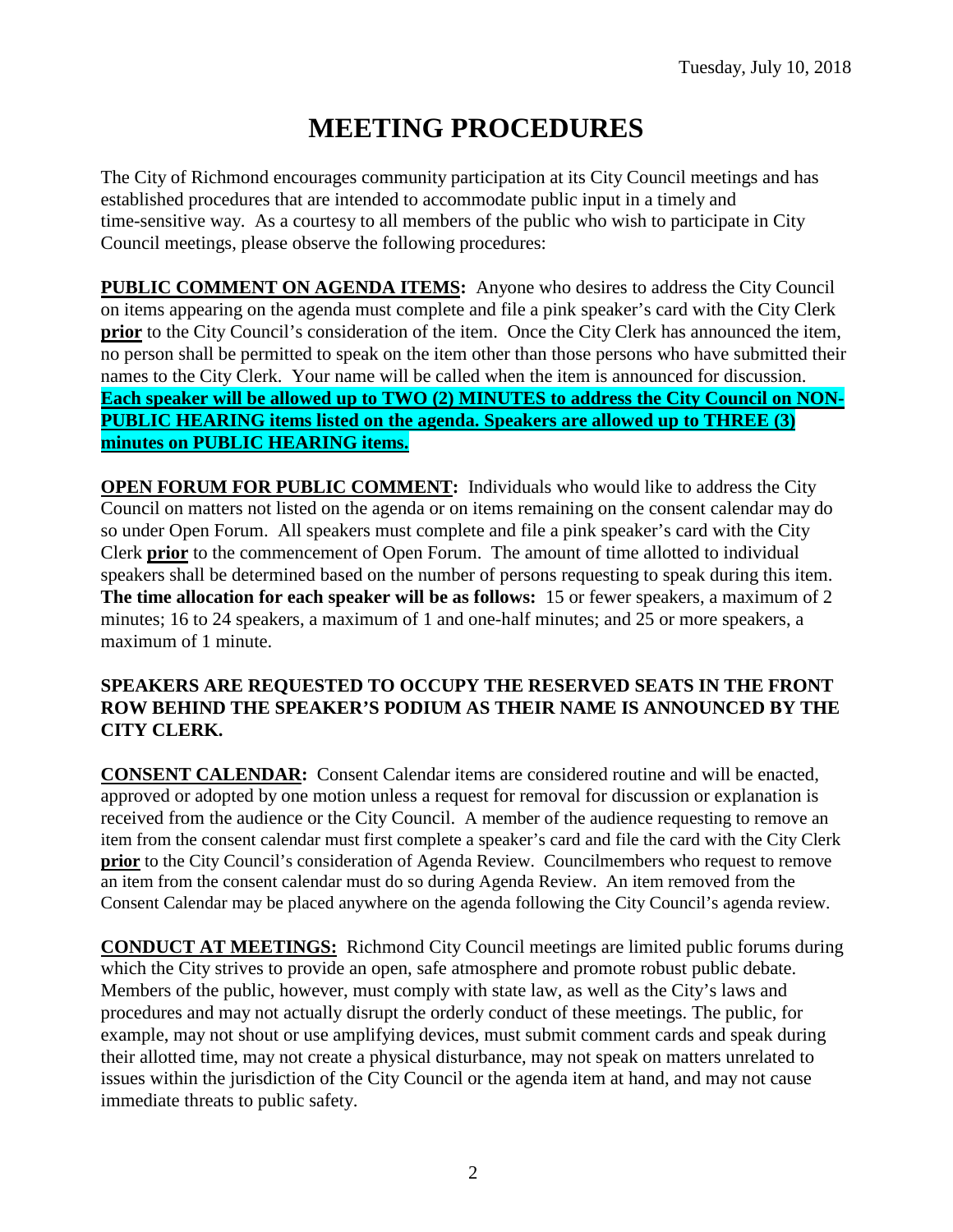Tuesday, July 10, 2018

# MEETING PROCEDURES

The City of Richmond encourages community participation at its City Council meetings and has established procedures that are intended to accommodate public input in a timely and time-sensitive way. As a courtesy to all members of the public who wish to participate in City Council meetings, please observe the following procedures:

**PUBLIC COMMENT ON AGENDA ITEMS:** Anyone who desires to address the City Council on items appearing on the agenda must complete and file a pink speaker's card with the City Clerk **prior** to the City Council's consideration of the item. Once the City Clerk has announced the item, no person shall be permitted to speak on the item other than those persons who have submitted their names to the City Clerk. Your name will be called when the item is announced for discussion. **Each speaker will be allowed up to TWO (2) MINUTES to address the City Council on NON-PUBLIC HEARING items listed on the agenda. Speakers are allowed up to THREE (3) minutes on PUBLIC HEARING items.**

**OPEN FORUM FOR PUBLIC COMMENT:** Individuals who would like to address the City Council on matters not listed on the agenda or on items remaining on the consent calendar may do so under Open Forum. All speakers must complete and file a pink speaker's card with the City Clerk **prior** to the commencement of Open Forum. The amount of time allotted to individual speakers shall be determined based on the number of persons requesting to speak during this item. **The time allocation for each speaker will be as follows:** 15 or fewer speakers, a maximum of 2 minutes; 16 to 24 speakers, a maximum of 1 and one-half minutes; and 25 or more speakers, a maximum of 1 minute.

**SPEAKERS ARE REQUESTED TO OCCUPY THE RESERVED SEATS IN THE FRONT ROW BEHIND THE SPEAKER'S PODIUM AS THEIR NAME IS ANNOUNCED BY THE CITY CLERK.**

**CONSENT CALENDAR:** Consent Calendar items are considered routine and will be enacted, approved or adopted by one motion unless a request for removal for discussion or explanation is received from the audience or the City Council. A member of the audience requesting to remove an item from the consent calendar must first complete a speaker's card and file the card with the City Clerk **prior** to the City Council's consideration of Agenda Review. Councilmembers who request to remove an item from the consent calendar must do so during Agenda Review. An item removed from the Consent Calendar may be placed anywhere on the agenda following the City Council's agenda review.

**CONDUCT AT MEETINGS:** Richmond City Council meetings are limited public forums during which the City strives to provide an open, safe atmosphere and promote robust public debate. Members of the public, however, must comply with state law, as well as the City's laws and procedures and may not actually disrupt the orderly conduct of these meetings. The public, for example, may not shout or use amplifying devices, must submit comment cards and speak during their allotted time, may not create a physical disturbance, may not speak on matters unrelated to issues within the jurisdiction of the City Council or the agenda item at hand, and may not cause immediate threats to public safety.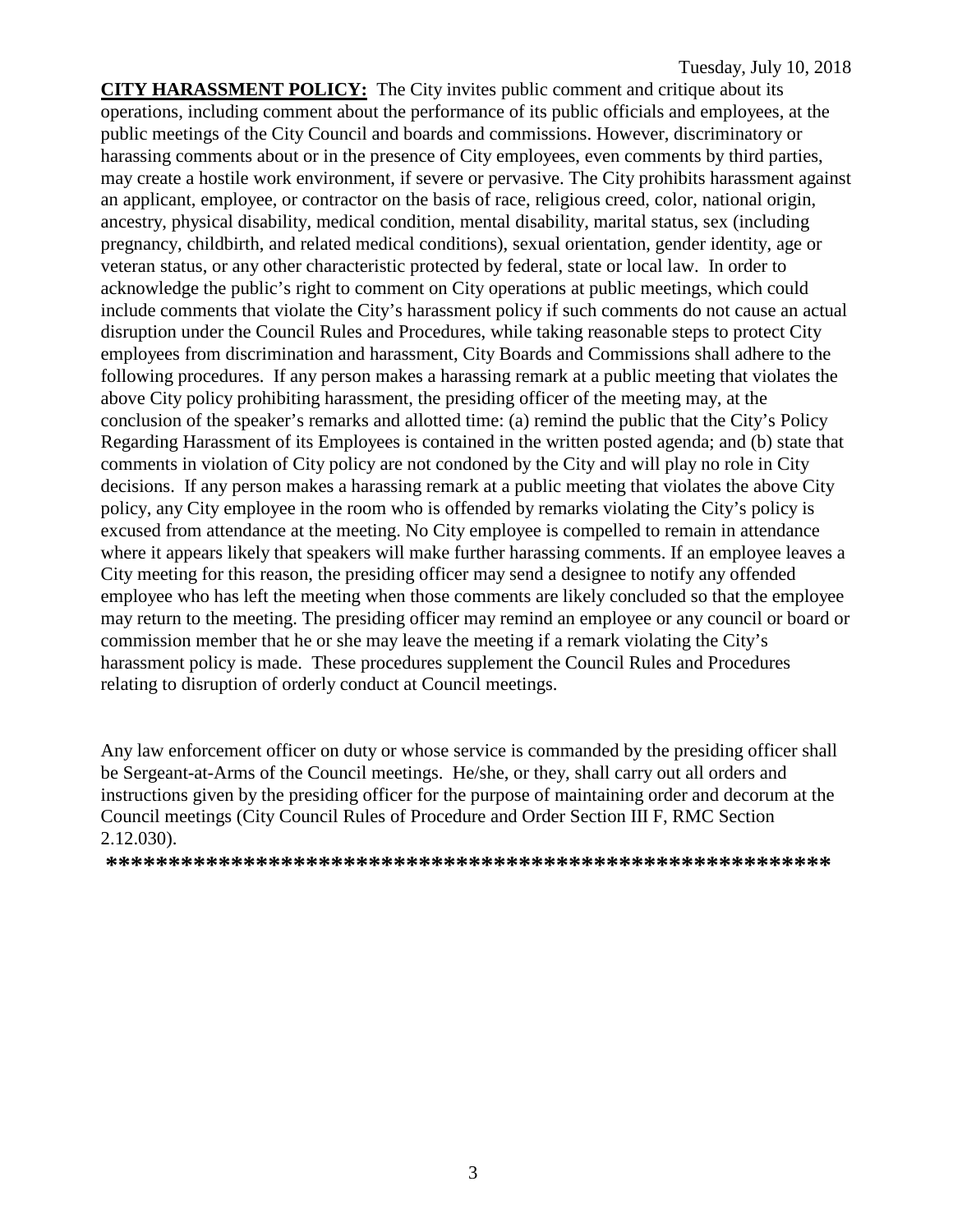**CITY HARASSMENT POLICY:** The City invites public comment and critique about its operations, including comment about the performance of its public officials and employees, at the public meetings of the City Council and boards and commissions. However, discriminatory or harassing comments about or in the presence of City employees, even comments by third parties, may create a hostile work environment, if severe or pervasive. The City prohibits harassment against an applicant, employee, or contractor on the basis of race, religious creed, color, national origin, ancestry, physical disability, medical condition, mental disability, marital status, sex (including pregnancy, childbirth, and related medical conditions), sexual orientation, gender identity, age or veteran status, or any other characteristic protected by federal, state or local law. In order to acknowledge the public's right to comment on City operations at public meetings, which could include comments that violate the City's harassment policy if such comments do not cause an actual disruption under the Council Rules and Procedures, while taking reasonable steps to protect City employees from discrimination and harassment, City Boards and Commissions shall adhere to the following procedures. If any person makes a harassing remark at a public meeting that violates the above City policy prohibiting harassment, the presiding officer of the meeting may, at the conclusion of the speaker's remarks and allotted time: (a) remind the public that the City's Policy Regarding Harassment of its Employees is contained in the written posted agenda; and (b) state that comments in violation of City policy are not condoned by the City and will play no role in City decisions. If any person makes a harassing remark at a public meeting that violates the above City policy, any City employee in the room who is offended by remarks violating the City's policy is excused from attendance at the meeting. No City employee is compelled to remain in attendance where it appears likely that speakers will make further harassing comments. If an employee leaves a City meeting for this reason, the presiding officer may send a designee to notify any offended employee who has left the meeting when those comments are likely concluded so that the employee may return to the meeting. The presiding officer may remind an employee or any council or board or commission member that he or she may leave the meeting if a remark violating the City's harassment policy is made. These procedures supplement the Council Rules and Procedures relating to disruption of orderly conduct at Council meetings.

Any law enforcement officer on duty or whose service is commanded by the presiding officer shall be Sergeant-at-Arms of the Council meetings. He/she, or they, shall carry out all orders and instructions given by the presiding officer for the purpose of maintaining order and decorum at the Council meetings (City Council Rules of Procedure and Order Section III F, RMC Section 2.12.030).

**\*\*\*\*\*\*\*\*\*\*\*\*\*\*\*\*\*\*\*\*\*\*\*\*\*\*\*\*\*\*\*\*\*\*\*\*\*\*\*\*\*\*\*\*\*\*\*\*\*\*\*\*\*\*\*\*\*\*\***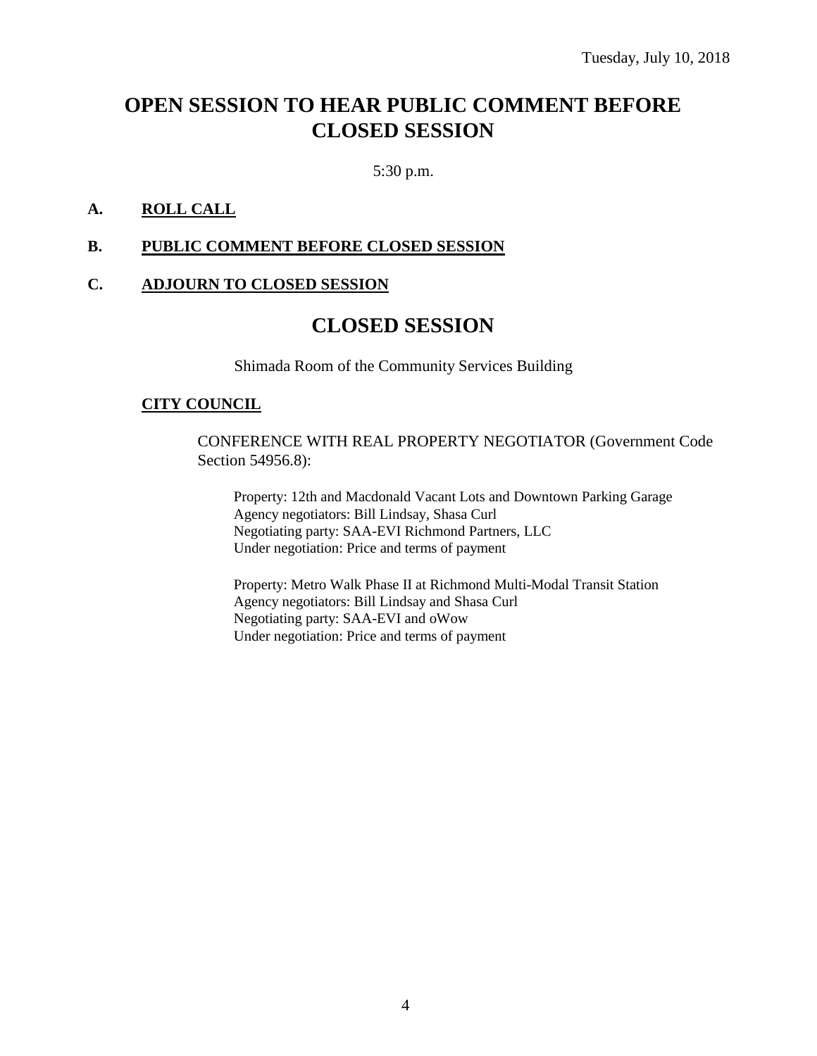Tuesday, July 10, 2018

# OPEN SESSION TO HEAR PUBLIC COMMENT BEFORE CLOSED SESSION

5:30 p.m.

**A. ROLL CALL**

**B. PUBLIC COMMENT BEFORE CLOSED SESSION**

**C. ADJOURN TO CLOSED SESSION**

# CLOSED SESSION

Shimada Room of the Community Services Building

**CITY COUNCIL**

CONFERENCE WITH REAL PROPERTY NEGOTIATOR (Government Code Section 54956.8):

Property: 12th and Macdonald Vacant Lots and Downtown Parking Garage
Agency negotiators: Bill Lindsay, Shasa Curl
Negotiating party: SAA-EVI Richmond Partners, LLC
Under negotiation: Price and terms of payment

Property: Metro Walk Phase II at Richmond Multi-Modal Transit Station
Agency negotiators: Bill Lindsay and Shasa Curl
Negotiating party: SAA-EVI and oWow
Under negotiation: Price and terms of payment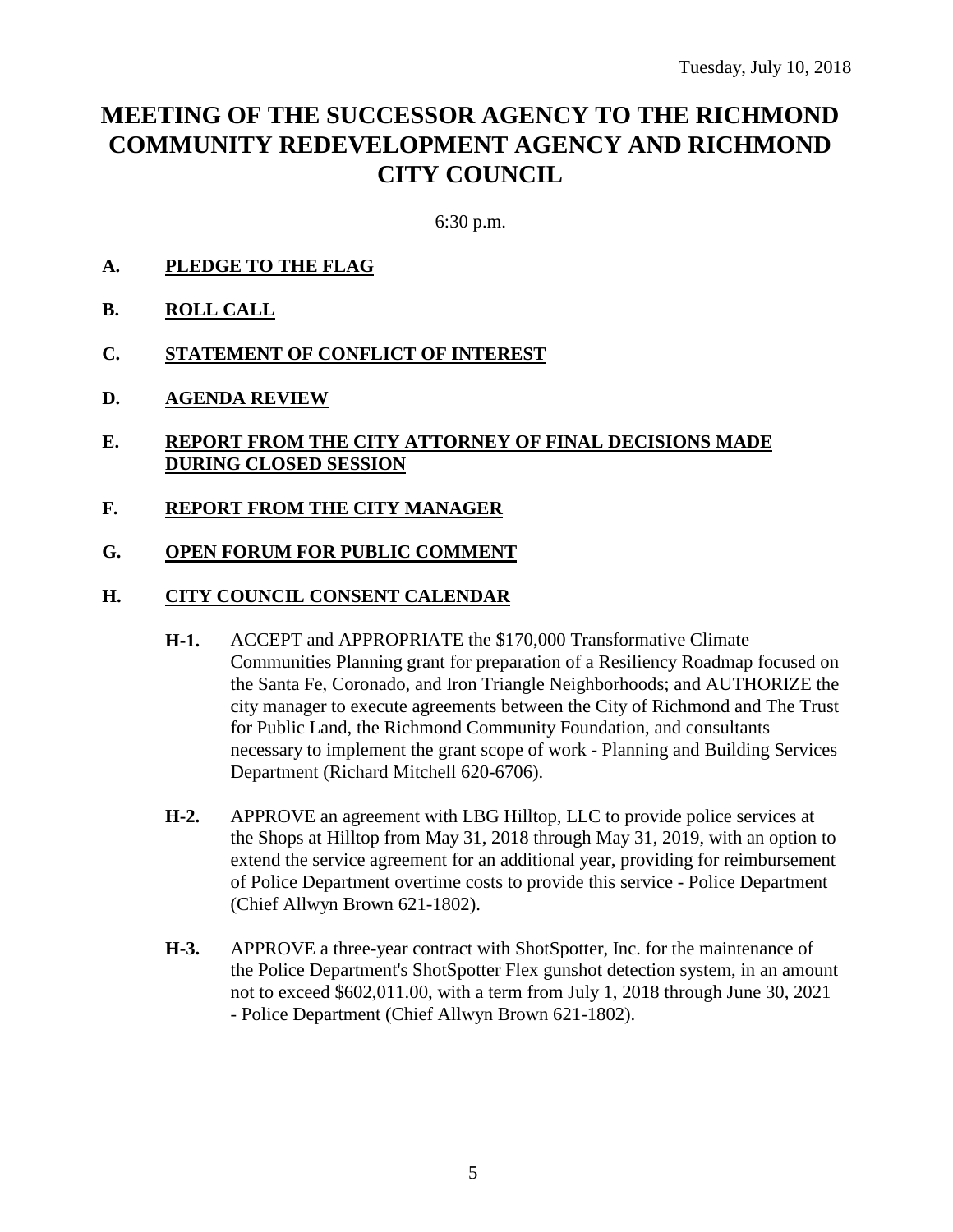Tuesday, July 10, 2018

# MEETING OF THE SUCCESSOR AGENCY TO THE RICHMOND COMMUNITY REDEVELOPMENT AGENCY AND RICHMOND CITY COUNCIL

6:30 p.m.

**A. PLEDGE TO THE FLAG**

**B. ROLL CALL**

**C. STATEMENT OF CONFLICT OF INTEREST**

**D. AGENDA REVIEW**

**E. REPORT FROM THE CITY ATTORNEY OF FINAL DECISIONS MADE DURING CLOSED SESSION**

**F. REPORT FROM THE CITY MANAGER**

**G. OPEN FORUM FOR PUBLIC COMMENT**

**H. CITY COUNCIL CONSENT CALENDAR**

**H-1.** ACCEPT and APPROPRIATE the $170,000 Transformative Climate Communities Planning grant for preparation of a Resiliency Roadmap focused on the Santa Fe, Coronado, and Iron Triangle Neighborhoods; and AUTHORIZE the city manager to execute agreements between the City of Richmond and The Trust for Public Land, the Richmond Community Foundation, and consultants necessary to implement the grant scope of work - Planning and Building Services Department (Richard Mitchell 620-6706).

**H-2.** APPROVE an agreement with LBG Hilltop, LLC to provide police services at the Shops at Hilltop from May 31, 2018 through May 31, 2019, with an option to extend the service agreement for an additional year, providing for reimbursement of Police Department overtime costs to provide this service - Police Department (Chief Allwyn Brown 621-1802).

**H-3.** APPROVE a three-year contract with ShotSpotter, Inc. for the maintenance of the Police Department's ShotSpotter Flex gunshot detection system, in an amount not to exceed $602,011.00, with a term from July 1, 2018 through June 30, 2021 - Police Department (Chief Allwyn Brown 621-1802).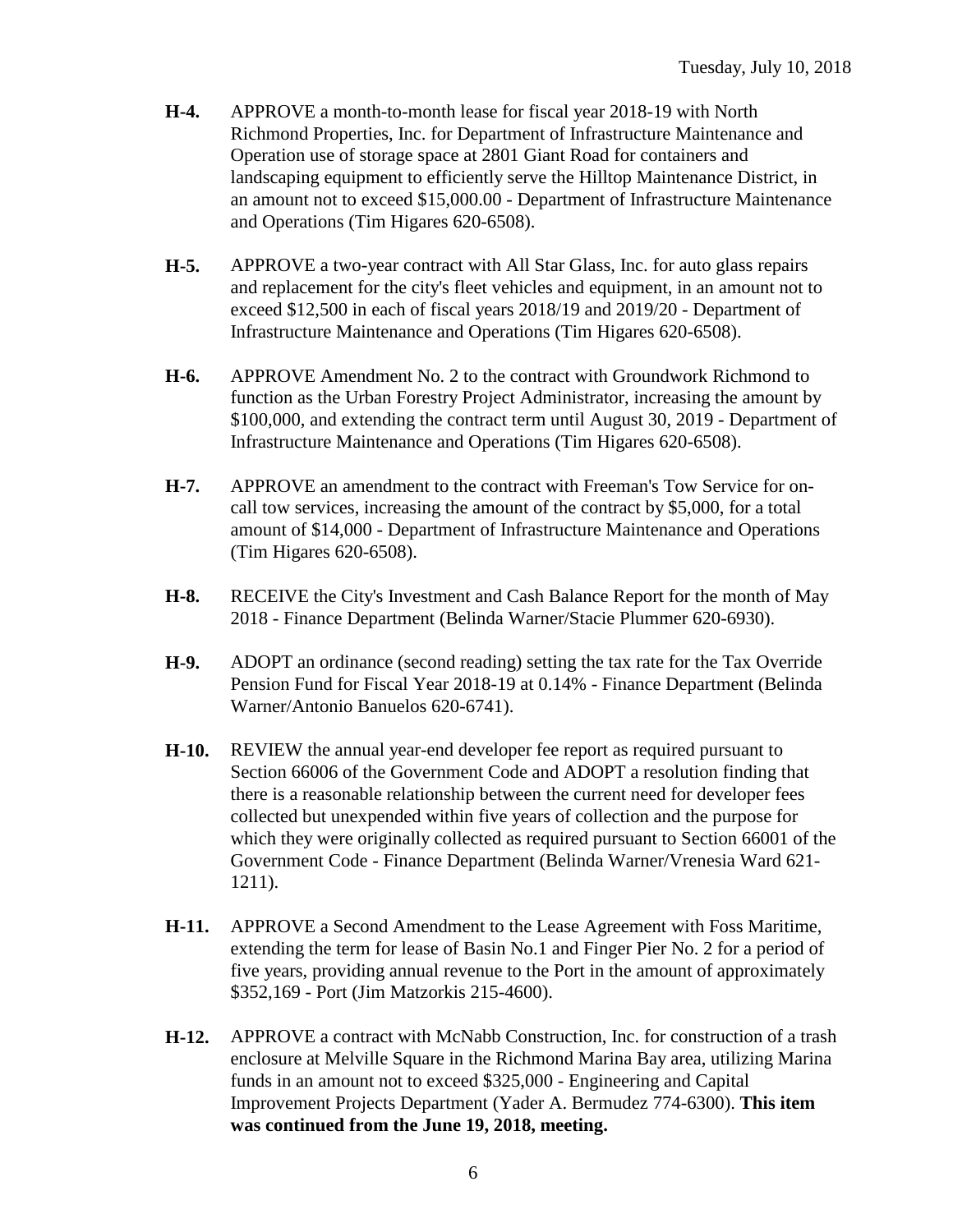**H-4.** APPROVE a month-to-month lease for fiscal year 2018-19 with North Richmond Properties, Inc. for Department of Infrastructure Maintenance and Operation use of storage space at 2801 Giant Road for containers and landscaping equipment to efficiently serve the Hilltop Maintenance District, in an amount not to exceed $15,000.00 - Department of Infrastructure Maintenance and Operations (Tim Higares 620-6508).

**H-5.** APPROVE a two-year contract with All Star Glass, Inc. for auto glass repairs and replacement for the city's fleet vehicles and equipment, in an amount not to exceed $12,500 in each of fiscal years 2018/19 and 2019/20 - Department of Infrastructure Maintenance and Operations (Tim Higares 620-6508).

**H-6.** APPROVE Amendment No. 2 to the contract with Groundwork Richmond to function as the Urban Forestry Project Administrator, increasing the amount by $100,000, and extending the contract term until August 30, 2019 - Department of Infrastructure Maintenance and Operations (Tim Higares 620-6508).

**H-7.** APPROVE an amendment to the contract with Freeman's Tow Service for on-call tow services, increasing the amount of the contract by $5,000, for a total amount of $14,000 - Department of Infrastructure Maintenance and Operations (Tim Higares 620-6508).

**H-8.** RECEIVE the City's Investment and Cash Balance Report for the month of May 2018 - Finance Department (Belinda Warner/Stacie Plummer 620-6930).

**H-9.** ADOPT an ordinance (second reading) setting the tax rate for the Tax Override Pension Fund for Fiscal Year 2018-19 at 0.14% - Finance Department (Belinda Warner/Antonio Banuelos 620-6741).

**H-10.** REVIEW the annual year-end developer fee report as required pursuant to Section 66006 of the Government Code and ADOPT a resolution finding that there is a reasonable relationship between the current need for developer fees collected but unexpended within five years of collection and the purpose for which they were originally collected as required pursuant to Section 66001 of the Government Code - Finance Department (Belinda Warner/Vrenesia Ward 621-1211).

**H-11.** APPROVE a Second Amendment to the Lease Agreement with Foss Maritime, extending the term for lease of Basin No.1 and Finger Pier No. 2 for a period of five years, providing annual revenue to the Port in the amount of approximately $352,169 - Port (Jim Matzorkis 215-4600).

**H-12.** APPROVE a contract with McNabb Construction, Inc. for construction of a trash enclosure at Melville Square in the Richmond Marina Bay area, utilizing Marina funds in an amount not to exceed $325,000 - Engineering and Capital Improvement Projects Department (Yader A. Bermudez 774-6300). **This item was continued from the June 19, 2018, meeting.**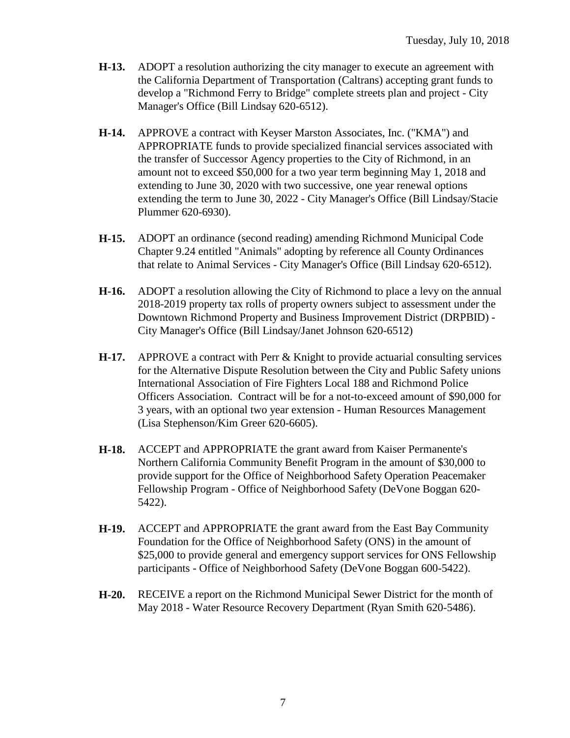**H-13.** ADOPT a resolution authorizing the city manager to execute an agreement with the California Department of Transportation (Caltrans) accepting grant funds to develop a "Richmond Ferry to Bridge" complete streets plan and project - City Manager's Office (Bill Lindsay 620-6512).

**H-14.** APPROVE a contract with Keyser Marston Associates, Inc. ("KMA") and APPROPRIATE funds to provide specialized financial services associated with the transfer of Successor Agency properties to the City of Richmond, in an amount not to exceed $50,000 for a two year term beginning May 1, 2018 and extending to June 30, 2020 with two successive, one year renewal options extending the term to June 30, 2022 - City Manager's Office (Bill Lindsay/Stacie Plummer 620-6930).

**H-15.** ADOPT an ordinance (second reading) amending Richmond Municipal Code Chapter 9.24 entitled "Animals" adopting by reference all County Ordinances that relate to Animal Services - City Manager's Office (Bill Lindsay 620-6512).

**H-16.** ADOPT a resolution allowing the City of Richmond to place a levy on the annual 2018-2019 property tax rolls of property owners subject to assessment under the Downtown Richmond Property and Business Improvement District (DRPBID) - City Manager's Office (Bill Lindsay/Janet Johnson 620-6512)

**H-17.** APPROVE a contract with Perr & Knight to provide actuarial consulting services for the Alternative Dispute Resolution between the City and Public Safety unions International Association of Fire Fighters Local 188 and Richmond Police Officers Association. Contract will be for a not-to-exceed amount of $90,000 for 3 years, with an optional two year extension - Human Resources Management (Lisa Stephenson/Kim Greer 620-6605).

**H-18.** ACCEPT and APPROPRIATE the grant award from Kaiser Permanente's Northern California Community Benefit Program in the amount of $30,000 to provide support for the Office of Neighborhood Safety Operation Peacemaker Fellowship Program - Office of Neighborhood Safety (DeVone Boggan 620-5422).

**H-19.** ACCEPT and APPROPRIATE the grant award from the East Bay Community Foundation for the Office of Neighborhood Safety (ONS) in the amount of $25,000 to provide general and emergency support services for ONS Fellowship participants - Office of Neighborhood Safety (DeVone Boggan 600-5422).

**H-20.** RECEIVE a report on the Richmond Municipal Sewer District for the month of May 2018 - Water Resource Recovery Department (Ryan Smith 620-5486).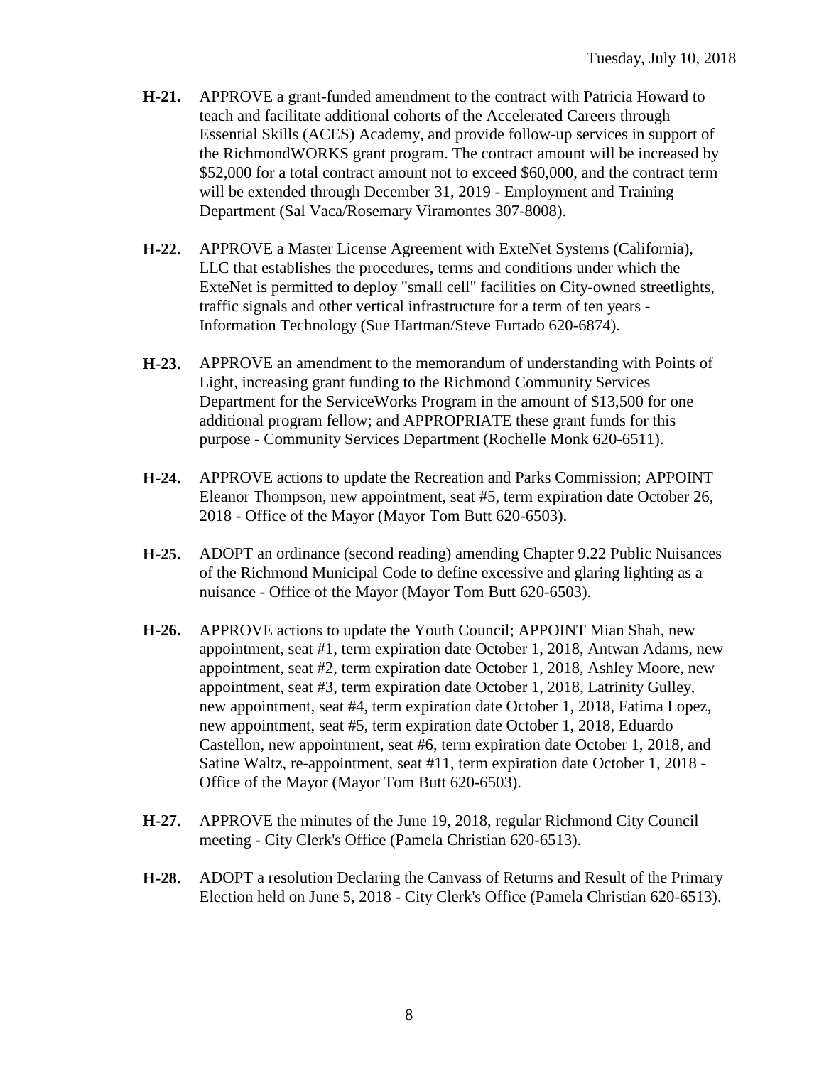**H-21.** APPROVE a grant-funded amendment to the contract with Patricia Howard to teach and facilitate additional cohorts of the Accelerated Careers through Essential Skills (ACES) Academy, and provide follow-up services in support of the RichmondWORKS grant program. The contract amount will be increased by $52,000 for a total contract amount not to exceed $60,000, and the contract term will be extended through December 31, 2019 - Employment and Training Department (Sal Vaca/Rosemary Viramontes 307-8008).

**H-22.** APPROVE a Master License Agreement with ExteNet Systems (California), LLC that establishes the procedures, terms and conditions under which the ExteNet is permitted to deploy "small cell" facilities on City-owned streetlights, traffic signals and other vertical infrastructure for a term of ten years - Information Technology (Sue Hartman/Steve Furtado 620-6874).

**H-23.** APPROVE an amendment to the memorandum of understanding with Points of Light, increasing grant funding to the Richmond Community Services Department for the ServiceWorks Program in the amount of $13,500 for one additional program fellow; and APPROPRIATE these grant funds for this purpose - Community Services Department (Rochelle Monk 620-6511).

**H-24.** APPROVE actions to update the Recreation and Parks Commission; APPOINT Eleanor Thompson, new appointment, seat #5, term expiration date October 26, 2018 - Office of the Mayor (Mayor Tom Butt 620-6503).

**H-25.** ADOPT an ordinance (second reading) amending Chapter 9.22 Public Nuisances of the Richmond Municipal Code to define excessive and glaring lighting as a nuisance - Office of the Mayor (Mayor Tom Butt 620-6503).

**H-26.** APPROVE actions to update the Youth Council; APPOINT Mian Shah, new appointment, seat #1, term expiration date October 1, 2018, Antwan Adams, new appointment, seat #2, term expiration date October 1, 2018, Ashley Moore, new appointment, seat #3, term expiration date October 1, 2018, Latrinity Gulley, new appointment, seat #4, term expiration date October 1, 2018, Fatima Lopez, new appointment, seat #5, term expiration date October 1, 2018, Eduardo Castellon, new appointment, seat #6, term expiration date October 1, 2018, and Satine Waltz, re-appointment, seat #11, term expiration date October 1, 2018 - Office of the Mayor (Mayor Tom Butt 620-6503).

**H-27.** APPROVE the minutes of the June 19, 2018, regular Richmond City Council meeting - City Clerk's Office (Pamela Christian 620-6513).

**H-28.** ADOPT a resolution Declaring the Canvass of Returns and Result of the Primary Election held on June 5, 2018 - City Clerk's Office (Pamela Christian 620-6513).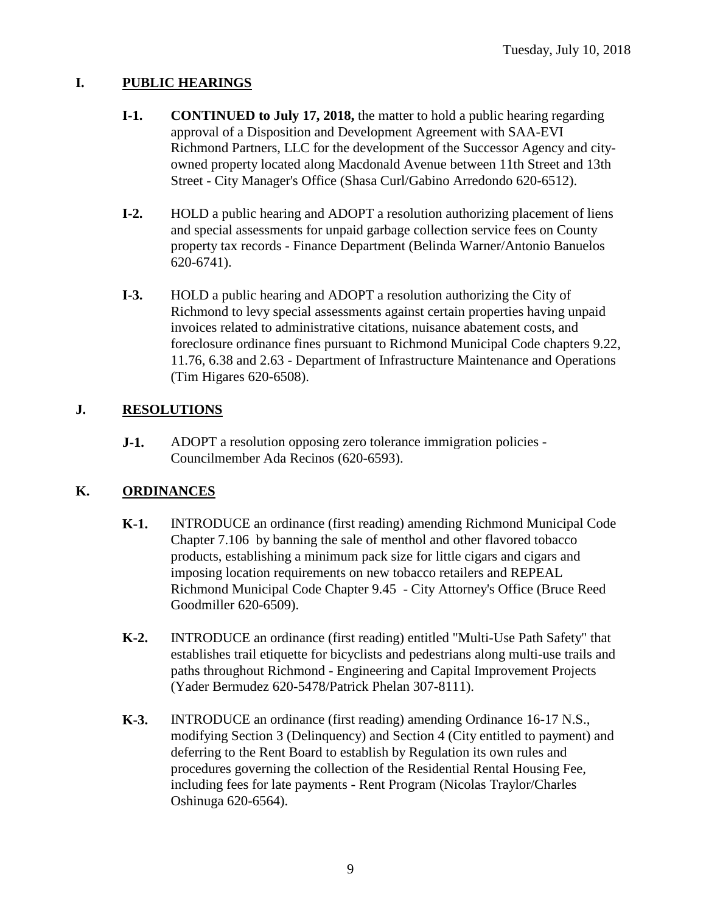## I. PUBLIC HEARINGS

- **I-1.** **CONTINUED to July 17, 2018,** the matter to hold a public hearing regarding approval of a Disposition and Development Agreement with SAA-EVI Richmond Partners, LLC for the development of the Successor Agency and city-owned property located along Macdonald Avenue between 11th Street and 13th Street - City Manager's Office (Shasa Curl/Gabino Arredondo 620-6512).

- **I-2.** HOLD a public hearing and ADOPT a resolution authorizing placement of liens and special assessments for unpaid garbage collection service fees on County property tax records - Finance Department (Belinda Warner/Antonio Banuelos 620-6741).

- **I-3.** HOLD a public hearing and ADOPT a resolution authorizing the City of Richmond to levy special assessments against certain properties having unpaid invoices related to administrative citations, nuisance abatement costs, and foreclosure ordinance fines pursuant to Richmond Municipal Code chapters 9.22, 11.76, 6.38 and 2.63 - Department of Infrastructure Maintenance and Operations (Tim Higares 620-6508).

## J. RESOLUTIONS

- **J-1.** ADOPT a resolution opposing zero tolerance immigration policies - Councilmember Ada Recinos (620-6593).

## K. ORDINANCES

- **K-1.** INTRODUCE an ordinance (first reading) amending Richmond Municipal Code Chapter 7.106 by banning the sale of menthol and other flavored tobacco products, establishing a minimum pack size for little cigars and cigars and imposing location requirements on new tobacco retailers and REPEAL Richmond Municipal Code Chapter 9.45 - City Attorney's Office (Bruce Reed Goodmiller 620-6509).

- **K-2.** INTRODUCE an ordinance (first reading) entitled "Multi-Use Path Safety" that establishes trail etiquette for bicyclists and pedestrians along multi-use trails and paths throughout Richmond - Engineering and Capital Improvement Projects (Yader Bermudez 620-5478/Patrick Phelan 307-8111).

- **K-3.** INTRODUCE an ordinance (first reading) amending Ordinance 16-17 N.S., modifying Section 3 (Delinquency) and Section 4 (City entitled to payment) and deferring to the Rent Board to establish by Regulation its own rules and procedures governing the collection of the Residential Rental Housing Fee, including fees for late payments - Rent Program (Nicolas Traylor/Charles Oshinuga 620-6564).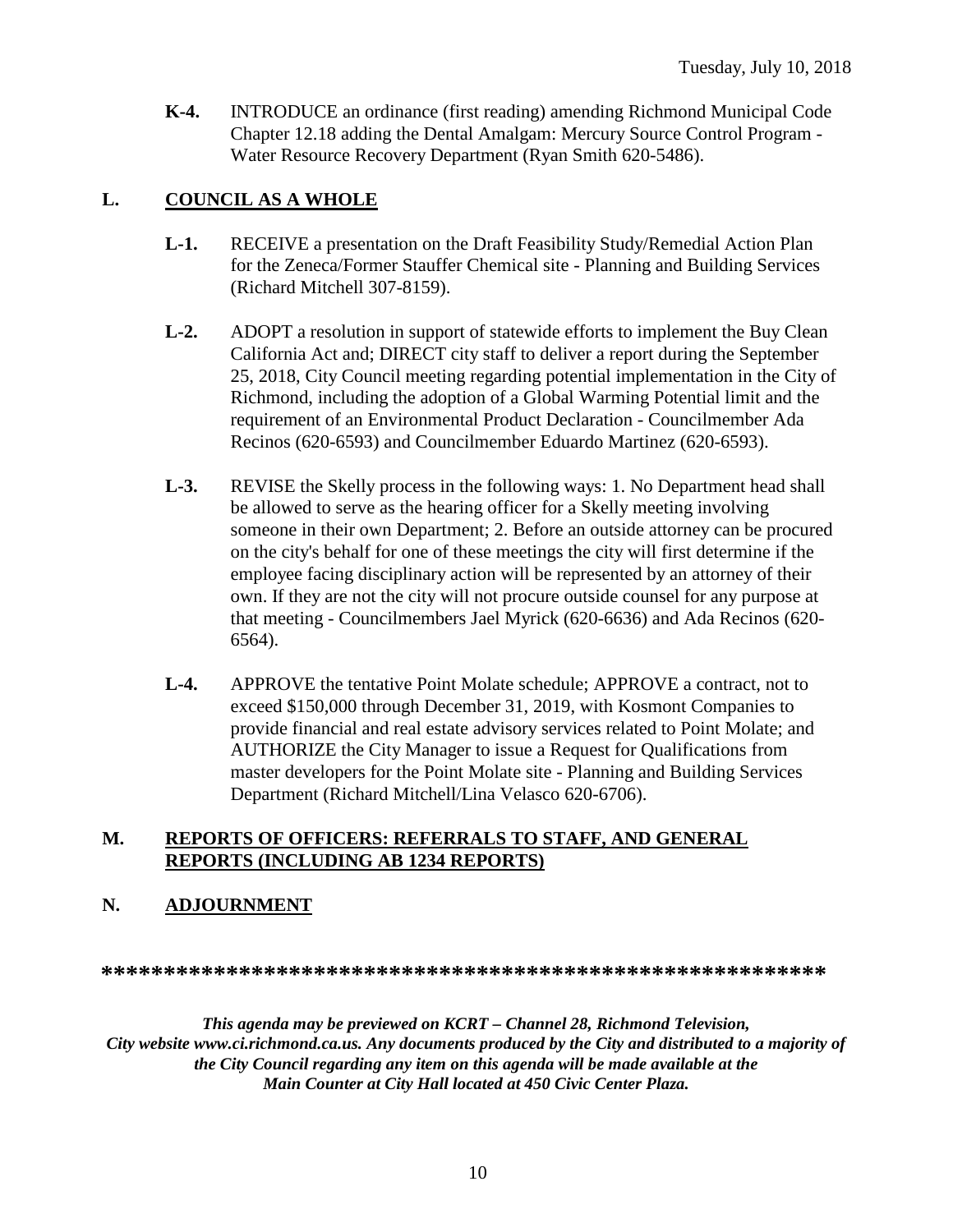**K-4.** INTRODUCE an ordinance (first reading) amending Richmond Municipal Code Chapter 12.18 adding the Dental Amalgam: Mercury Source Control Program - Water Resource Recovery Department (Ryan Smith 620-5486).

## L. COUNCIL AS A WHOLE

**L-1.** RECEIVE a presentation on the Draft Feasibility Study/Remedial Action Plan for the Zeneca/Former Stauffer Chemical site - Planning and Building Services (Richard Mitchell 307-8159).

**L-2.** ADOPT a resolution in support of statewide efforts to implement the Buy Clean California Act and; DIRECT city staff to deliver a report during the September 25, 2018, City Council meeting regarding potential implementation in the City of Richmond, including the adoption of a Global Warming Potential limit and the requirement of an Environmental Product Declaration - Councilmember Ada Recinos (620-6593) and Councilmember Eduardo Martinez (620-6593).

**L-3.** REVISE the Skelly process in the following ways: 1. No Department head shall be allowed to serve as the hearing officer for a Skelly meeting involving someone in their own Department; 2. Before an outside attorney can be procured on the city's behalf for one of these meetings the city will first determine if the employee facing disciplinary action will be represented by an attorney of their own. If they are not the city will not procure outside counsel for any purpose at that meeting - Councilmembers Jael Myrick (620-6636) and Ada Recinos (620-6564).

**L-4.** APPROVE the tentative Point Molate schedule; APPROVE a contract, not to exceed $150,000 through December 31, 2019, with Kosmont Companies to provide financial and real estate advisory services related to Point Molate; and AUTHORIZE the City Manager to issue a Request for Qualifications from master developers for the Point Molate site - Planning and Building Services Department (Richard Mitchell/Lina Velasco 620-6706).

## M. REPORTS OF OFFICERS: REFERRALS TO STAFF, AND GENERAL REPORTS (INCLUDING AB 1234 REPORTS)

## N. ADJOURNMENT

**********************************************************

***This agenda may be previewed on KCRT – Channel 28, Richmond Television, City website www.ci.richmond.ca.us. Any documents produced by the City and distributed to a majority of the City Council regarding any item on this agenda will be made available at the Main Counter at City Hall located at 450 Civic Center Plaza.***